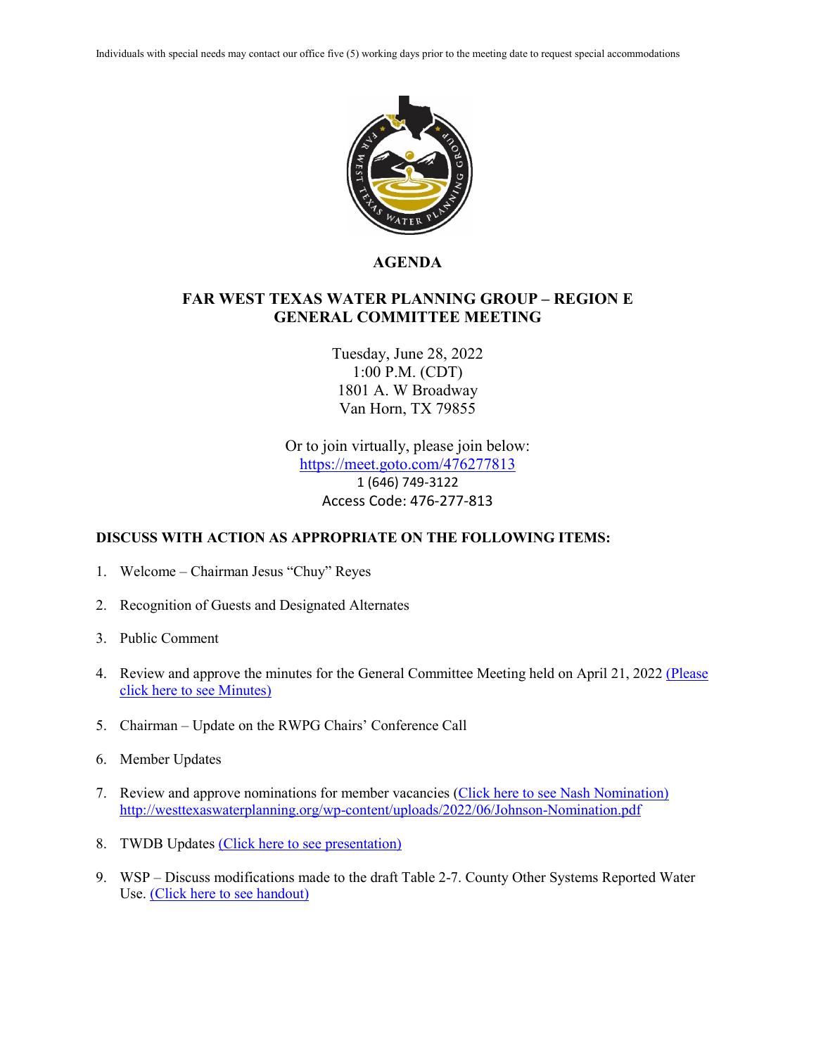Individuals with special needs may contact our office five (5) working days prior to the meeting date to request special accommodations

# AGENDA

## FAR WEST TEXAS WATER PLANNING GROUP – REGION E GENERAL COMMITTEE MEETING

Tuesday, June 28, 2022
1:00 P.M. (CDT)
1801 A. W Broadway
Van Horn, TX 79855

Or to join virtually, please join below:
https://meet.goto.com/476277813
1 (646) 749-3122
Access Code: 476-277-813

**DISCUSS WITH ACTION AS APPROPRIATE ON THE FOLLOWING ITEMS:**

1. Welcome – Chairman Jesus "Chuy" Reyes
2. Recognition of Guests and Designated Alternates
3. Public Comment
4. Review and approve the minutes for the General Committee Meeting held on April 21, 2022 (Please click here to see Minutes)
5. Chairman – Update on the RWPG Chairs' Conference Call
6. Member Updates
7. Review and approve nominations for member vacancies (Click here to see Nash Nomination) http://westtexaswaterplanning.org/wp-content/uploads/2022/06/Johnson-Nomination.pdf
8. TWDB Updates (Click here to see presentation)
9. WSP – Discuss modifications made to the draft Table 2-7. County Other Systems Reported Water Use. (Click here to see handout)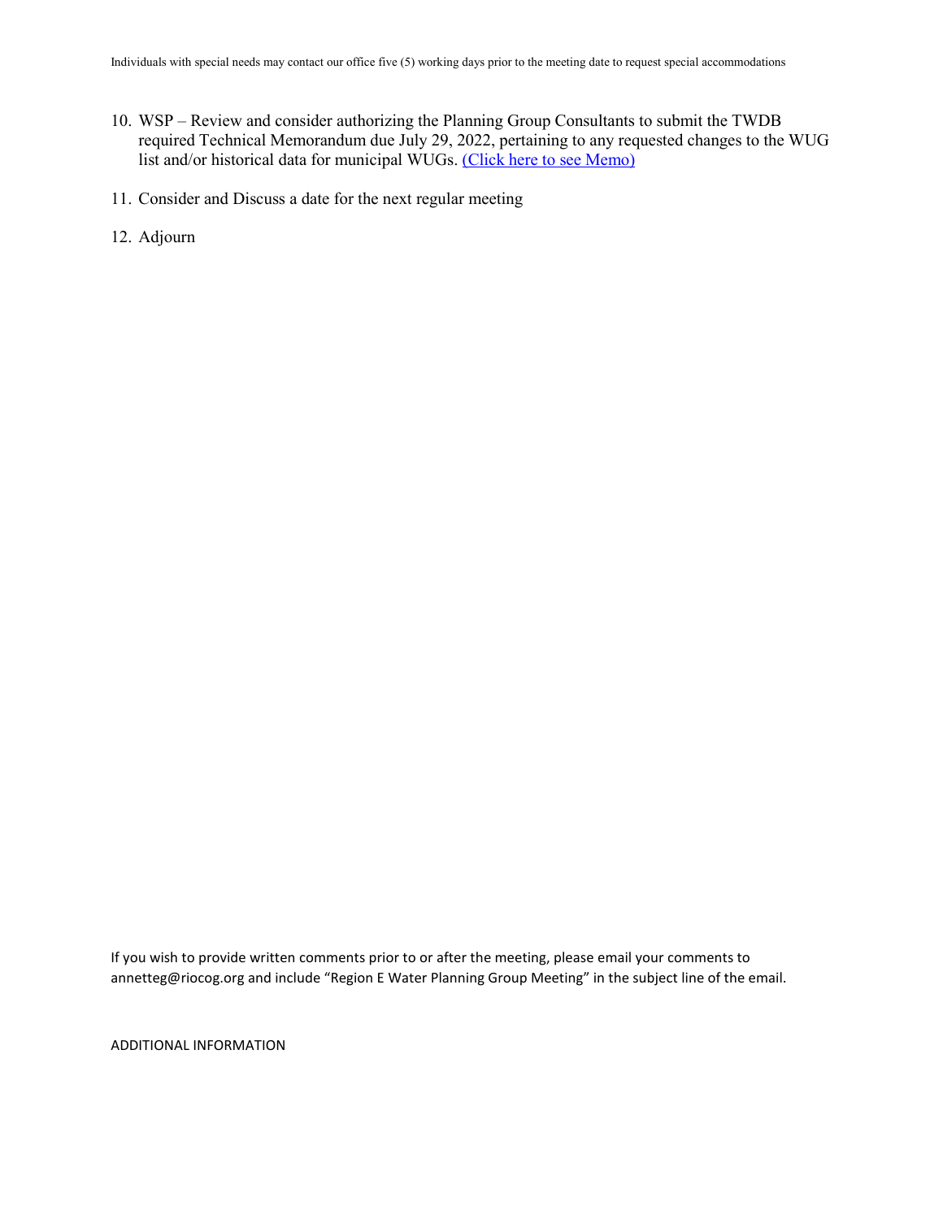Individuals with special needs may contact our office five (5) working days prior to the meeting date to request special accommodations

10. WSP – Review and consider authorizing the Planning Group Consultants to submit the TWDB required Technical Memorandum due July 29, 2022, pertaining to any requested changes to the WUG list and/or historical data for municipal WUGs. (Click here to see Memo)

11. Consider and Discuss a date for the next regular meeting

12. Adjourn

If you wish to provide written comments prior to or after the meeting, please email your comments to annetteg@riocog.org and include "Region E Water Planning Group Meeting" in the subject line of the email.

ADDITIONAL INFORMATION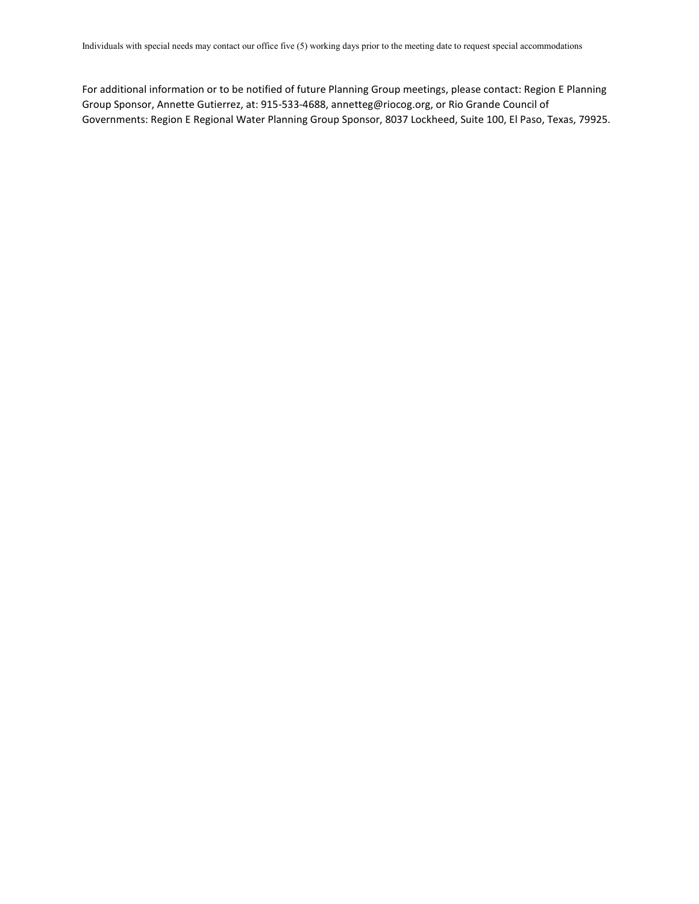Individuals with special needs may contact our office five (5) working days prior to the meeting date to request special accommodations

For additional information or to be notified of future Planning Group meetings, please contact: Region E Planning Group Sponsor, Annette Gutierrez, at: 915-533-4688, annetteg@riocog.org, or Rio Grande Council of Governments: Region E Regional Water Planning Group Sponsor, 8037 Lockheed, Suite 100, El Paso, Texas, 79925.